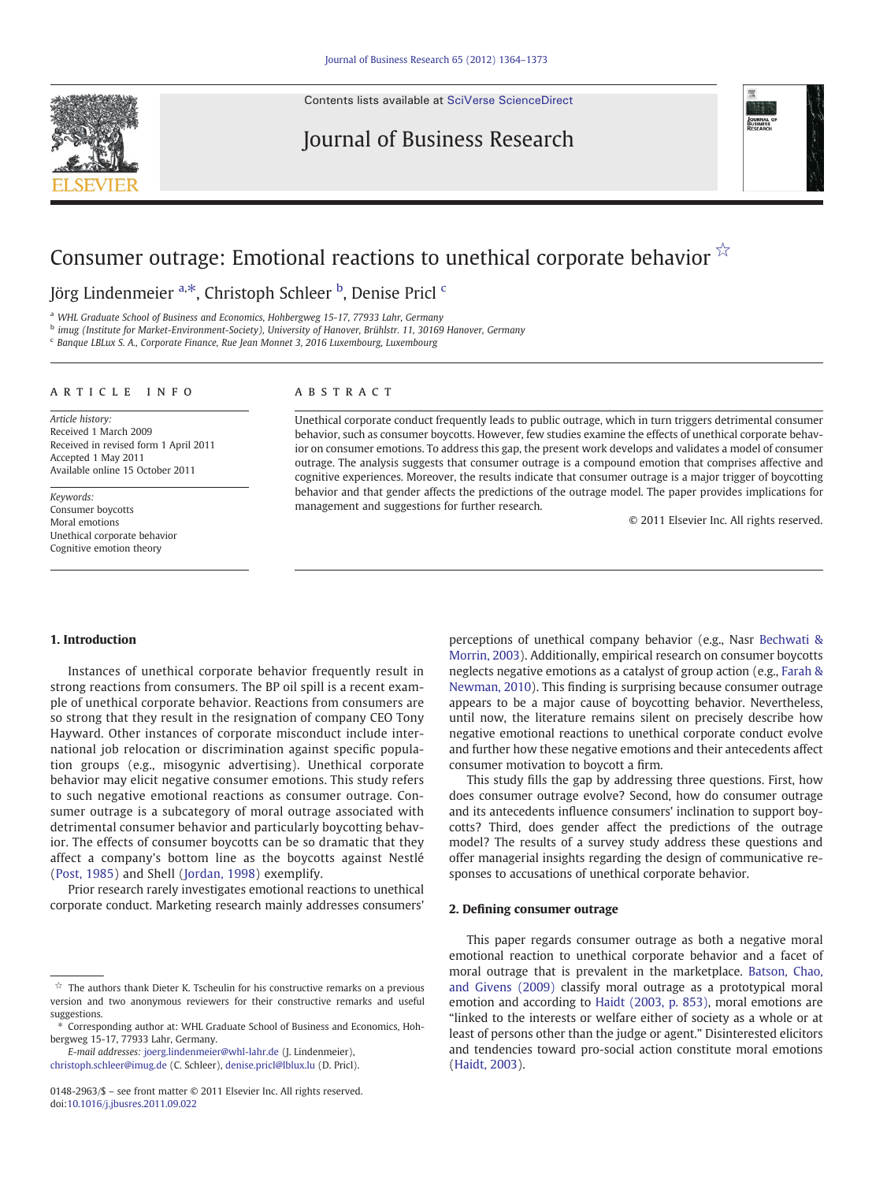# Consumer outrage: Emotional reactions to unethical corporate behavior ☆

Jörg Lindenmeier [a,*], Christoph Schleer [b], Denise Pricl [c]

[a] WHL Graduate School of Business and Economics, Hohbergweg 15-17, 77933 Lahr, Germany
[b] imug (Institute for Market-Environment-Society), University of Hanover, Brühlstr. 11, 30169 Hanover, Germany
[c] Banque LBLux S. A., Corporate Finance, Rue Jean Monnet 3, 2016 Luxembourg, Luxembourg

## ARTICLE INFO

*Article history:*
Received 1 March 2009
Received in revised form 1 April 2011
Accepted 1 May 2011
Available online 15 October 2011

*Keywords:*
Consumer boycotts
Moral emotions
Unethical corporate behavior
Cognitive emotion theory

## ABSTRACT

Unethical corporate conduct frequently leads to public outrage, which in turn triggers detrimental consumer behavior, such as consumer boycotts. However, few studies examine the effects of unethical corporate behavior on consumer emotions. To address this gap, the present work develops and validates a model of consumer outrage. The analysis suggests that consumer outrage is a compound emotion that comprises affective and cognitive experiences. Moreover, the results indicate that consumer outrage is a major trigger of boycotting behavior and that gender affects the predictions of the outrage model. The paper provides implications for management and suggestions for further research.

© 2011 Elsevier Inc. All rights reserved.

## 1. Introduction

Instances of unethical corporate behavior frequently result in strong reactions from consumers. The BP oil spill is a recent example of unethical corporate behavior. Reactions from consumers are so strong that they result in the resignation of company CEO Tony Hayward. Other instances of corporate misconduct include international job relocation or discrimination against specific population groups (e.g., misogynic advertising). Unethical corporate behavior may elicit negative consumer emotions. This study refers to such negative emotional reactions as consumer outrage. Consumer outrage is a subcategory of moral outrage associated with detrimental consumer behavior and particularly boycotting behavior. The effects of consumer boycotts can be so dramatic that they affect a company's bottom line as the boycotts against Nestlé (Post, 1985) and Shell (Jordan, 1998) exemplify.

Prior research rarely investigates emotional reactions to unethical corporate conduct. Marketing research mainly addresses consumers' perceptions of unethical company behavior (e.g., Nasr Bechwati & Morrin, 2003). Additionally, empirical research on consumer boycotts neglects negative emotions as a catalyst of group action (e.g., Farah & Newman, 2010). This finding is surprising because consumer outrage appears to be a major cause of boycotting behavior. Nevertheless, until now, the literature remains silent on precisely describe how negative emotional reactions to unethical corporate conduct evolve and further how these negative emotions and their antecedents affect consumer motivation to boycott a firm.

This study fills the gap by addressing three questions. First, how does consumer outrage evolve? Second, how do consumer outrage and its antecedents influence consumers' inclination to support boycotts? Third, does gender affect the predictions of the outrage model? The results of a survey study address these questions and offer managerial insights regarding the design of communicative responses to accusations of unethical corporate behavior.

## 2. Defining consumer outrage

This paper regards consumer outrage as both a negative moral emotional reaction to unethical corporate behavior and a facet of moral outrage that is prevalent in the marketplace. Batson, Chao, and Givens (2009) classify moral outrage as a prototypical moral emotion and according to Haidt (2003, p. 853), moral emotions are "linked to the interests or welfare either of society as a whole or at least of persons other than the judge or agent." Disinterested elicitors and tendencies toward pro-social action constitute moral emotions (Haidt, 2003).

---

☆ The authors thank Dieter K. Tscheulin for his constructive remarks on a previous version and two anonymous reviewers for their constructive remarks and useful suggestions.

\* Corresponding author at: WHL Graduate School of Business and Economics, Hohbergweg 15-17, 77933 Lahr, Germany.

*E-mail addresses:* joerg.lindenmeier@whl-lahr.de (J. Lindenmeier), christoph.schleer@imug.de (C. Schleer), denise.pricl@lblux.lu (D. Pricl).

0148-2963/$ – see front matter © 2011 Elsevier Inc. All rights reserved.
doi:10.1016/j.jbusres.2011.09.022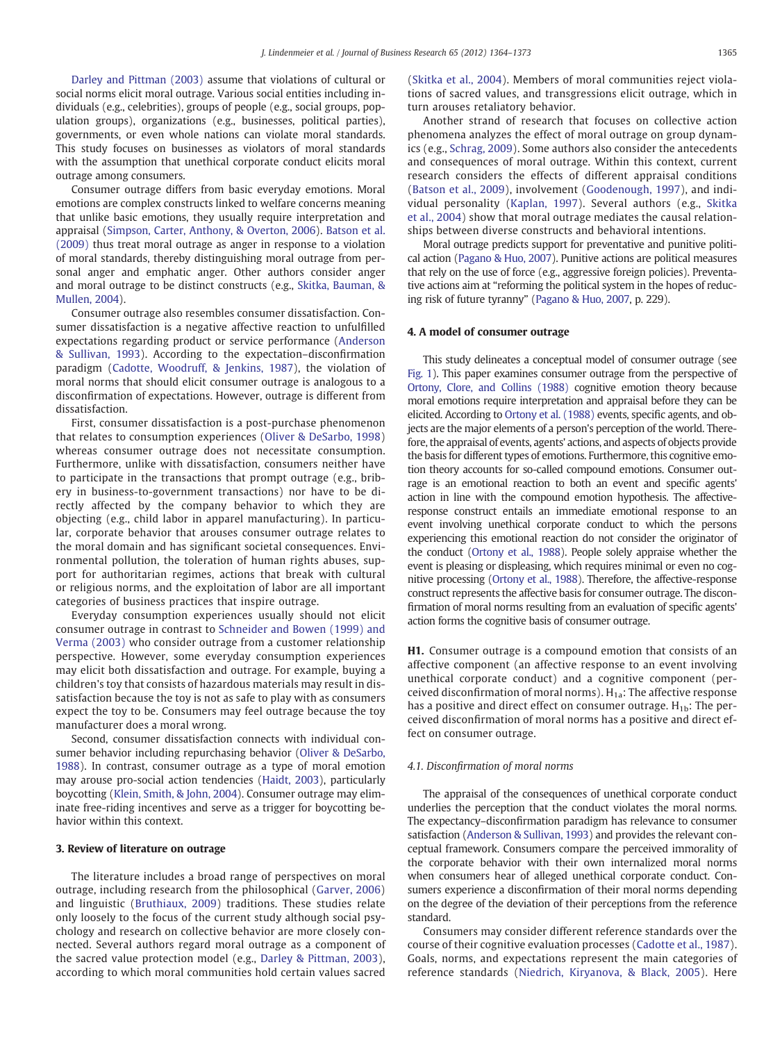Darley and Pittman (2003) assume that violations of cultural or social norms elicit moral outrage. Various social entities including individuals (e.g., celebrities), groups of people (e.g., social groups, population groups), organizations (e.g., businesses, political parties), governments, or even whole nations can violate moral standards. This study focuses on businesses as violators of moral standards with the assumption that unethical corporate conduct elicits moral outrage among consumers.

Consumer outrage differs from basic everyday emotions. Moral emotions are complex constructs linked to welfare concerns meaning that unlike basic emotions, they usually require interpretation and appraisal (Simpson, Carter, Anthony, & Overton, 2006). Batson et al. (2009) thus treat moral outrage as anger in response to a violation of moral standards, thereby distinguishing moral outrage from personal anger and emphatic anger. Other authors consider anger and moral outrage to be distinct constructs (e.g., Skitka, Bauman, & Mullen, 2004).

Consumer outrage also resembles consumer dissatisfaction. Consumer dissatisfaction is a negative affective reaction to unfulfilled expectations regarding product or service performance (Anderson & Sullivan, 1993). According to the expectation–disconfirmation paradigm (Cadotte, Woodruff, & Jenkins, 1987), the violation of moral norms that should elicit consumer outrage is analogous to a disconfirmation of expectations. However, outrage is different from dissatisfaction.

First, consumer dissatisfaction is a post-purchase phenomenon that relates to consumption experiences (Oliver & DeSarbo, 1998) whereas consumer outrage does not necessitate consumption. Furthermore, unlike with dissatisfaction, consumers neither have to participate in the transactions that prompt outrage (e.g., bribery in business-to-government transactions) nor have to be directly affected by the company behavior to which they are objecting (e.g., child labor in apparel manufacturing). In particular, corporate behavior that arouses consumer outrage relates to the moral domain and has significant societal consequences. Environmental pollution, the toleration of human rights abuses, support for authoritarian regimes, actions that break with cultural or religious norms, and the exploitation of labor are all important categories of business practices that inspire outrage.

Everyday consumption experiences usually should not elicit consumer outrage in contrast to Schneider and Bowen (1999) and Verma (2003) who consider outrage from a customer relationship perspective. However, some everyday consumption experiences may elicit both dissatisfaction and outrage. For example, buying a children's toy that consists of hazardous materials may result in dissatisfaction because the toy is not as safe to play with as consumers expect the toy to be. Consumers may feel outrage because the toy manufacturer does a moral wrong.

Second, consumer dissatisfaction connects with individual consumer behavior including repurchasing behavior (Oliver & DeSarbo, 1988). In contrast, consumer outrage as a type of moral emotion may arouse pro-social action tendencies (Haidt, 2003), particularly boycotting (Klein, Smith, & John, 2004). Consumer outrage may eliminate free-riding incentives and serve as a trigger for boycotting behavior within this context.

## 3. Review of literature on outrage

The literature includes a broad range of perspectives on moral outrage, including research from the philosophical (Garver, 2006) and linguistic (Bruthiaux, 2009) traditions. These studies relate only loosely to the focus of the current study although social psychology and research on collective behavior are more closely connected. Several authors regard moral outrage as a component of the sacred value protection model (e.g., Darley & Pittman, 2003), according to which moral communities hold certain values sacred (Skitka et al., 2004). Members of moral communities reject violations of sacred values, and transgressions elicit outrage, which in turn arouses retaliatory behavior.

Another strand of research that focuses on collective action phenomena analyzes the effect of moral outrage on group dynamics (e.g., Schrag, 2009). Some authors also consider the antecedents and consequences of moral outrage. Within this context, current research considers the effects of different appraisal conditions (Batson et al., 2009), involvement (Goodenough, 1997), and individual personality (Kaplan, 1997). Several authors (e.g., Skitka et al., 2004) show that moral outrage mediates the causal relationships between diverse constructs and behavioral intentions.

Moral outrage predicts support for preventative and punitive political action (Pagano & Huo, 2007). Punitive actions are political measures that rely on the use of force (e.g., aggressive foreign policies). Preventative actions aim at "reforming the political system in the hopes of reducing risk of future tyranny" (Pagano & Huo, 2007, p. 229).

## 4. A model of consumer outrage

This study delineates a conceptual model of consumer outrage (see Fig. 1). This paper examines consumer outrage from the perspective of Ortony, Clore, and Collins (1988) cognitive emotion theory because moral emotions require interpretation and appraisal before they can be elicited. According to Ortony et al. (1988) events, specific agents, and objects are the major elements of a person's perception of the world. Therefore, the appraisal of events, agents' actions, and aspects of objects provide the basis for different types of emotions. Furthermore, this cognitive emotion theory accounts for so-called compound emotions. Consumer outrage is an emotional reaction to both an event and specific agents' action in line with the compound emotion hypothesis. The affective-response construct entails an immediate emotional response to an event involving unethical corporate conduct to which the persons experiencing this emotional reaction do not consider the originator of the conduct (Ortony et al., 1988). People solely appraise whether the event is pleasing or displeasing, which requires minimal or even no cognitive processing (Ortony et al., 1988). Therefore, the affective-response construct represents the affective basis for consumer outrage. The disconfirmation of moral norms resulting from an evaluation of specific agents' action forms the cognitive basis of consumer outrage.

**H1.** Consumer outrage is a compound emotion that consists of an affective component (an affective response to an event involving unethical corporate conduct) and a cognitive component (perceived disconfirmation of moral norms). $H_{1a}$: The affective response has a positive and direct effect on consumer outrage. $H_{1b}$: The perceived disconfirmation of moral norms has a positive and direct effect on consumer outrage.

### 4.1. Disconfirmation of moral norms

The appraisal of the consequences of unethical corporate conduct underlies the perception that the conduct violates the moral norms. The expectancy–disconfirmation paradigm has relevance to consumer satisfaction (Anderson & Sullivan, 1993) and provides the relevant conceptual framework. Consumers compare the perceived immorality of the corporate behavior with their own internalized moral norms when consumers hear of alleged unethical corporate conduct. Consumers experience a disconfirmation of their moral norms depending on the degree of the deviation of their perceptions from the reference standard.

Consumers may consider different reference standards over the course of their cognitive evaluation processes (Cadotte et al., 1987). Goals, norms, and expectations represent the main categories of reference standards (Niedrich, Kiryanova, & Black, 2005). Here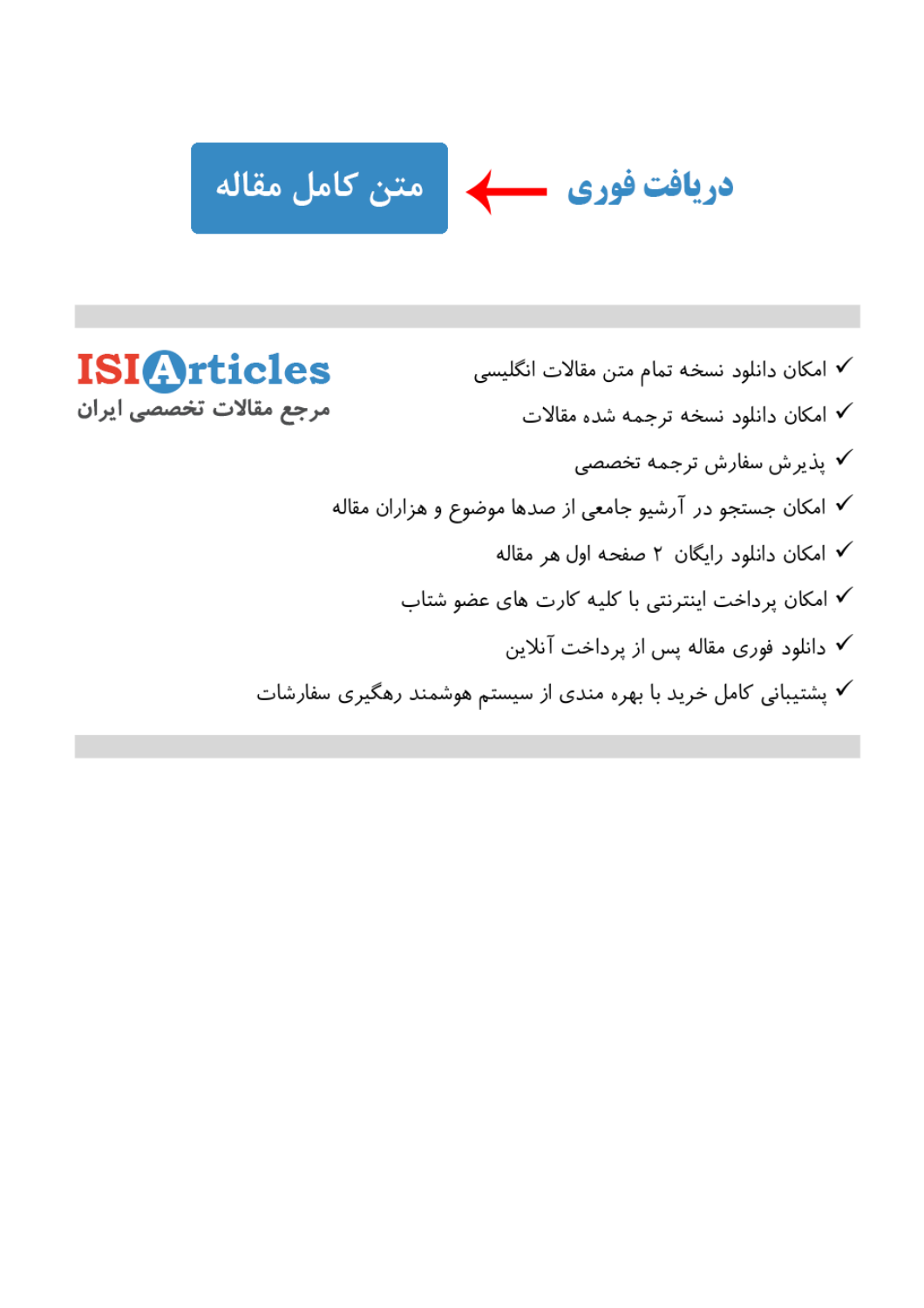دریافت فوری ← متن کامل مقاله

ISIArticles
مرجع مقالات تخصصی ایران

- ✓ امکان دانلود نسخه تمام متن مقالات انگلیسی
- ✓ امکان دانلود نسخه ترجمه شده مقالات
- ✓ پذیرش سفارش ترجمه تخصصی
- ✓ امکان جستجو در آرشیو جامعی از صدها موضوع و هزاران مقاله
- ✓ امکان دانلود رایگان ۲ صفحه اول هر مقاله
- ✓ امکان پرداخت اینترنتی با کلیه کارت های عضو شتاب
- ✓ دانلود فوری مقاله پس از پرداخت آنلاین
- ✓ پشتیبانی کامل خرید با بهره مندی از سیستم هوشمند رهگیری سفارشات